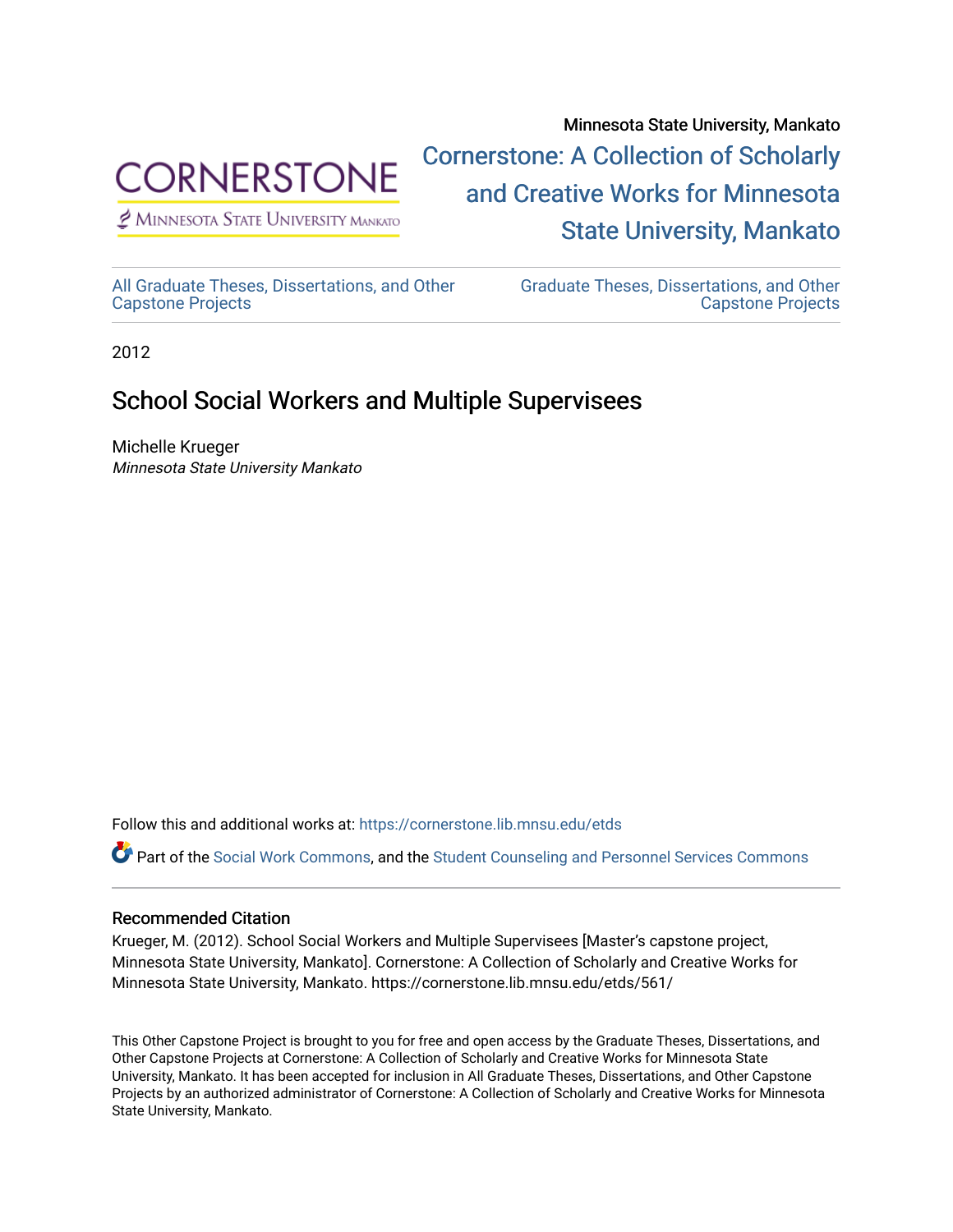Minnesota State University, Mankato

Cornerstone: A Collection of Scholarly and Creative Works for Minnesota State University, Mankato

All Graduate Theses, Dissertations, and Other Capstone Projects

Graduate Theses, Dissertations, and Other Capstone Projects

2012

# School Social Workers and Multiple Supervisees

Michelle Krueger
*Minnesota State University Mankato*

Follow this and additional works at: https://cornerstone.lib.mnsu.edu/etds

Part of the Social Work Commons, and the Student Counseling and Personnel Services Commons

### Recommended Citation

Krueger, M. (2012). School Social Workers and Multiple Supervisees [Master's capstone project, Minnesota State University, Mankato]. Cornerstone: A Collection of Scholarly and Creative Works for Minnesota State University, Mankato. https://cornerstone.lib.mnsu.edu/etds/561/

This Other Capstone Project is brought to you for free and open access by the Graduate Theses, Dissertations, and Other Capstone Projects at Cornerstone: A Collection of Scholarly and Creative Works for Minnesota State University, Mankato. It has been accepted for inclusion in All Graduate Theses, Dissertations, and Other Capstone Projects by an authorized administrator of Cornerstone: A Collection of Scholarly and Creative Works for Minnesota State University, Mankato.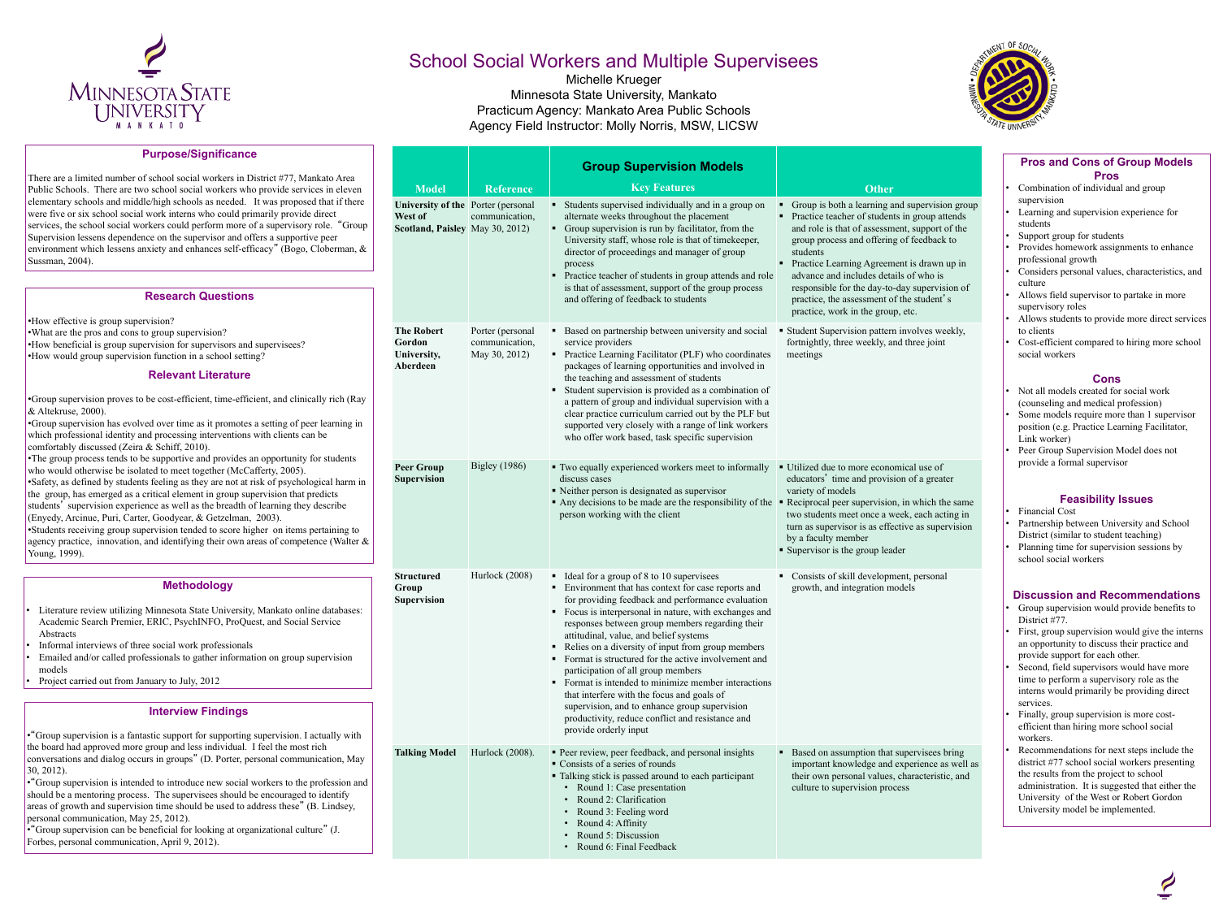# School Social Workers and Multiple Supervisees

Michelle Krueger
Minnesota State University, Mankato
Practicum Agency: Mankato Area Public Schools
Agency Field Instructor: Molly Norris, MSW, LICSW

## Purpose/Significance

There are a limited number of school social workers in District #77, Mankato Area Public Schools. There are two school social workers who provide services in eleven elementary schools and middle/high schools as needed. It was proposed that if there were five or six school social work interns who could primarily provide direct services, the school social workers could perform more of a supervisory role. "Group Supervision lessens dependence on the supervisor and offers a supportive peer environment which lessens anxiety and enhances self-efficacy" (Bogo, Globerman, & Sussman, 2004).

## Research Questions

- How effective is group supervision?
- What are the pros and cons to group supervision?
- How beneficial is group supervision for supervisors and supervisees?
- How would group supervision function in a school setting?

## Relevant Literature

- Group supervision proves to be cost-efficient, time-efficient, and clinically rich (Ray & Altekruse, 2000).
- Group supervision has evolved over time as it promotes a setting of peer learning in which professional identity and processing interventions with clients can be comfortably discussed (Zeira & Schiff, 2010).
- The group process tends to be supportive and provides an opportunity for students who would otherwise be isolated to meet together (McCafferty, 2005).
- Safety, as defined by students feeling as they are not at risk of psychological harm in the group, has emerged as a critical element in group supervision that predicts students' supervision experience as well as the breadth of learning they describe (Enyedy, Arcinue, Puri, Carter, Goodyear, & Getzelman, 2003).
- Students receiving group supervision tended to score higher on items pertaining to agency practice, innovation, and identifying their own areas of competence (Walter & Young, 1999).

## Methodology

- Literature review utilizing Minnesota State University, Mankato online databases: Academic Search Premier, ERIC, PsychINFO, ProQuest, and Social Service Abstracts
- Informal interviews of three social work professionals
- Emailed and/or called professionals to gather information on group supervision models
- Project carried out from January to July, 2012

## Interview Findings

- "Group supervision is a fantastic support for supporting supervision. I actually wish the board had approved more group and less individual. I feel the most rich conversations and dialog occurs in groups" (D. Porter, personal communication, May 30, 2012).
- "Group supervision is intended to introduce new social workers to the profession and should be a mentoring process. The supervisees should be encouraged to identify areas of growth and supervision time should be used to address these" (B. Lindsey, personal communication, May 25, 2012).
- "Group supervision can be beneficial for looking at organizational culture" (J. Forbes, personal communication, April 9, 2012).

## Group Supervision Models

| Model | Reference | Key Features | Other |
|---|---|---|---|
| **University of the West of Scotland, Paisley** | Porter (personal communication, May 30, 2012) | ▪ Students supervised individually and in a group on alternate weeks throughout the placement<br>▪ Group supervision is run by facilitator, from the University staff, whose role is that of timekeeper, director of proceedings and manager of group process<br>▪ Practice teacher of students in group attends and role is that of assessment, support of the group process and offering of feedback to students | ▪ Group is both a learning and supervision group<br>▪ Practice teacher of students in group attends and role is that of assessment, support of the group process and offering of feedback to students<br>▪ Practice Learning Agreement is drawn up in advance and includes details of who is responsible for the day-to-day supervision of practice, the assessment of the student's practice, work in the group, etc. |
| **The Robert Gordon University, Aberdeen** | Porter (personal communication, May 30, 2012) | ▪ Based on partnership between university and social service providers<br>▪ Practice Learning Facilitator (PLF) who coordinates packages of learning opportunities and involved in the teaching and assessment of students<br>▪ Student supervision is provided as a combination of a pattern of group and individual supervision with a clear practice curriculum carried out by the PLF but supported very closely with a range of link workers who offer work based, task specific supervision | ▪ Student Supervision pattern involves weekly, fortnightly, three weekly, and three joint meetings |
| **Peer Group Supervision** | Bigley (1986) | ▪ Two equally experienced workers meet to informally discuss cases<br>▪ Neither person is designated as supervisor<br>▪ Any decisions to be made are the responsibility of the person working with the client | ▪ Utilized due to more economical use of educators' time and provision of a greater variety of models<br>▪ Reciprocal peer supervision, in which the same two students meet once a week, each acting in turn as supervisor is as effective as supervision by a faculty member<br>▪ Supervisor is the group leader |
| **Structured Group Supervision** | Hurlock (2008) | ▪ Ideal for a group of 8 to 10 supervisees<br>▪ Environment that has context for case reports and for providing feedback and performance evaluation<br>▪ Focus is interpersonal in nature, with exchanges and responses between group members regarding their attitudinal, value, and belief systems<br>▪ Relies on a diversity of input from group members<br>▪ Format is structured for the active involvement and participation of all group members<br>▪ Format is intended to minimize member interactions that interfere with the focus and goals of supervision, and to enhance group supervision productivity, reduce conflict and resistance and provide orderly input | ▪ Consists of skill development, personal growth, and integration models |
| **Talking Model** | Hurlock (2008). | ▪ Peer review, peer feedback, and personal insights<br>▪ Consists of a series of rounds<br>▪ Talking stick is passed around to each participant<br>• Round 1: Case presentation<br>• Round 2: Clarification<br>• Round 3: Feeling word<br>• Round 4: Affinity<br>• Round 5: Discussion<br>• Round 6: Final Feedback | ▪ Based on assumption that supervisees bring important knowledge and experience as well as their own personal values, characteristic, and culture to supervision process |

## Pros and Cons of Group Models

### Pros

- Combination of individual and group supervision
- Learning and supervision experience for students
- Support group for students
- Provides homework assignments to enhance professional growth
- Considers personal values, characteristics, and culture
- Allows field supervisor to partake in more supervisory roles
- Allows students to provide more direct services to clients
- Cost-efficient compared to hiring more school social workers

### Cons

- Not all models created for social work (counseling and medical profession)
- Some models require more than 1 supervisor position (e.g. Practice Learning Facilitator, Link worker)
- Peer Group Supervision Model does not provide a formal supervisor

## Feasibility Issues

- Financial Cost
- Partnership between University and School District (similar to student teaching)
- Planning time for supervision sessions by school social workers

## Discussion and Recommendations

- Group supervision would provide benefits to District #77.
- First, group supervision would give the interns an opportunity to discuss their practice and provide support for each other.
- Second, field supervisors would have more time to perform a supervisory role as the interns would primarily be providing direct services.
- Finally, group supervision is more cost-efficient than hiring more school social workers.
- Recommendations for next steps include the district #77 school social workers presenting the results from the project to school administration. It is suggested that either the University of the West or Robert Gordon University model be implemented.